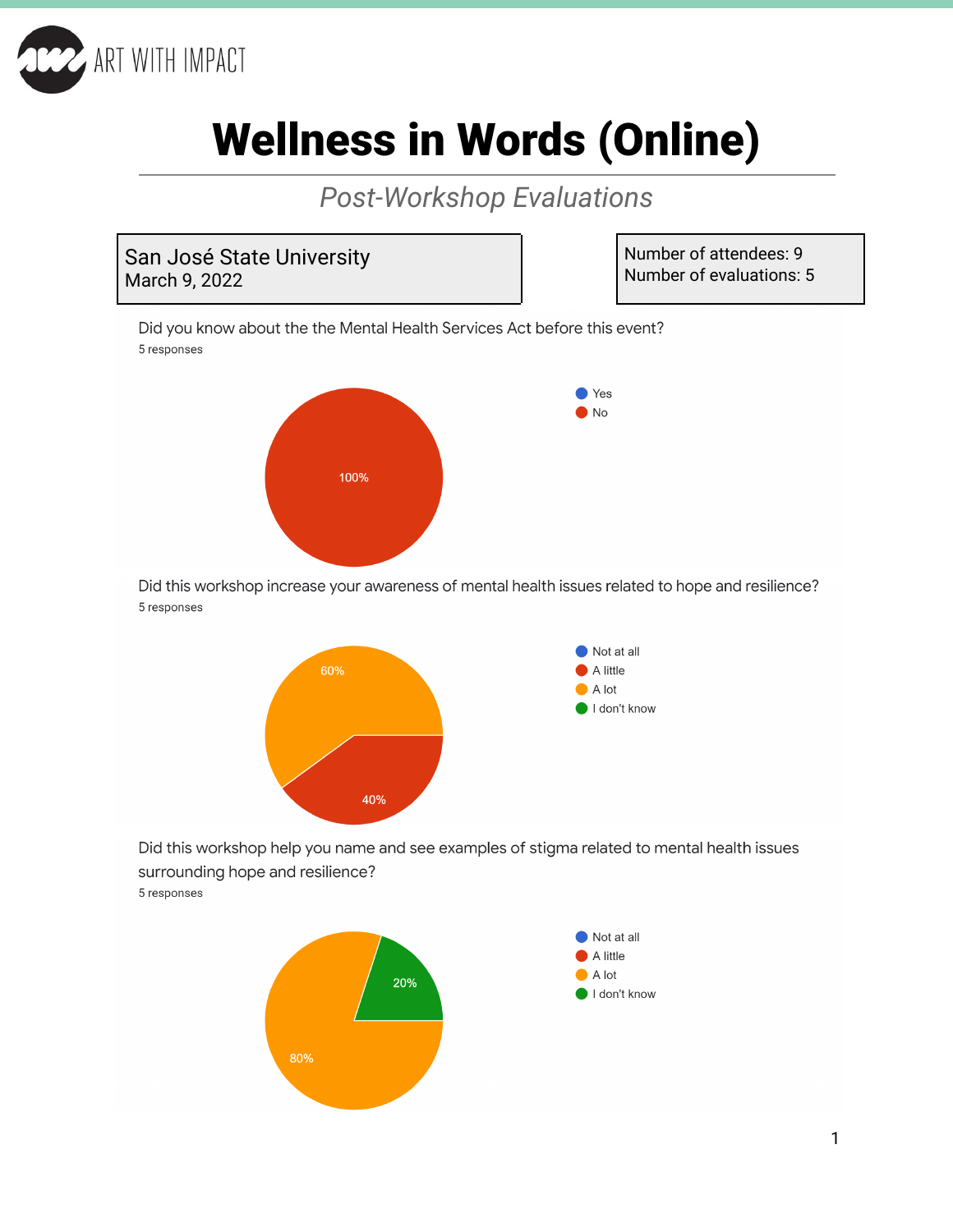ART WITH IMPACT

# Wellness in Words (Online)

*Post-Workshop Evaluations*

San José State University
March 9, 2022

Number of attendees: 9
Number of evaluations: 5

Did you know about the the Mental Health Services Act before this event?
5 responses

- Yes
- No

100%

Did this workshop increase your awareness of mental health issues related to hope and resilience?
5 responses

- Not at all
- A little
- A lot
- I don't know

60%
40%

Did this workshop help you name and see examples of stigma related to mental health issues surrounding hope and resilience?
5 responses

- Not at all
- A little
- A lot
- I don't know

20%
80%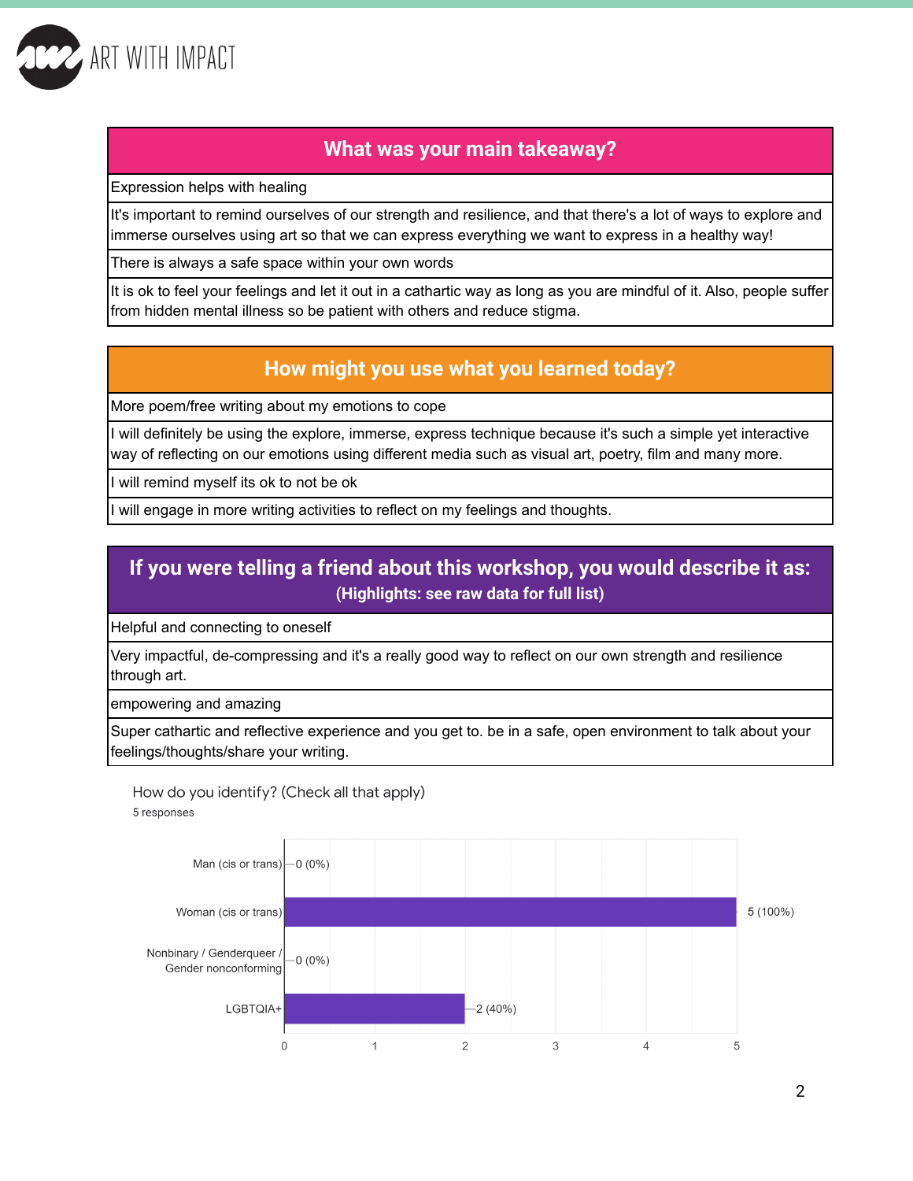| What was your main takeaway? |
|---|
| Expression helps with healing |
| It's important to remind ourselves of our strength and resilience, and that there's a lot of ways to explore and immerse ourselves using art so that we can express everything we want to express in a healthy way! |
| There is always a safe space within your own words |
| It is ok to feel your feelings and let it out in a cathartic way as long as you are mindful of it. Also, people suffer from hidden mental illness so be patient with others and reduce stigma. |

| How might you use what you learned today? |
|---|
| More poem/free writing about my emotions to cope |
| I will definitely be using the explore, immerse, express technique because it's such a simple yet interactive way of reflecting on our emotions using different media such as visual art, poetry, film and many more. |
| I will remind myself its ok to not be ok |
| I will engage in more writing activities to reflect on my feelings and thoughts. |

| If you were telling a friend about this workshop, you would describe it as: (Highlights: see raw data for full list) |
|---|
| Helpful and connecting to oneself |
| Very impactful, de-compressing and it's a really good way to reflect on our own strength and resilience through art. |
| empowering and amazing |
| Super cathartic and reflective experience and you get to. be in a safe, open environment to talk about your feelings/thoughts/share your writing. |

How do you identify? (Check all that apply)

5 responses

| Identity | Responses |
|---|---|
| Man (cis or trans) | 0 (0%) |
| Woman (cis or trans) | 5 (100%) |
| Nonbinary / Genderqueer / Gender nonconforming | 0 (0%) |
| LGBTQIA+ | 2 (40%) |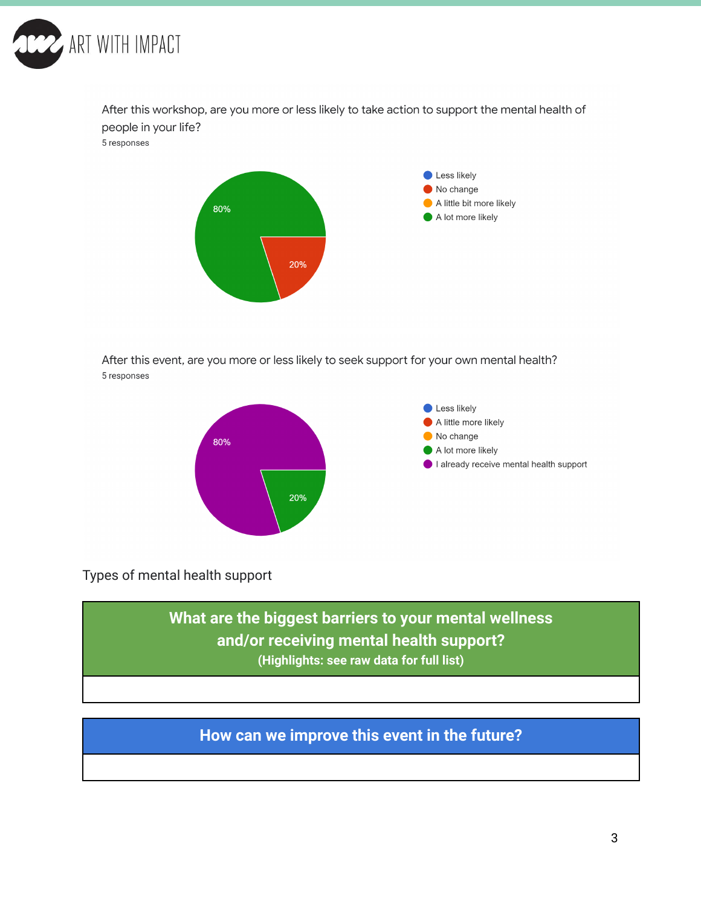After this workshop, are you more or less likely to take action to support the mental health of people in your life?

5 responses

- Less likely
- No change: 20%
- A little bit more likely
- A lot more likely: 80%

After this event, are you more or less likely to seek support for your own mental health?

5 responses

- Less likely
- A little more likely
- No change
- A lot more likely: 20%
- I already receive mental health support: 80%

Types of mental health support

| What are the biggest barriers to your mental wellness and/or receiving mental health support? (Highlights: see raw data for full list) |
| --- |
| |

| How can we improve this event in the future? |
| --- |
| |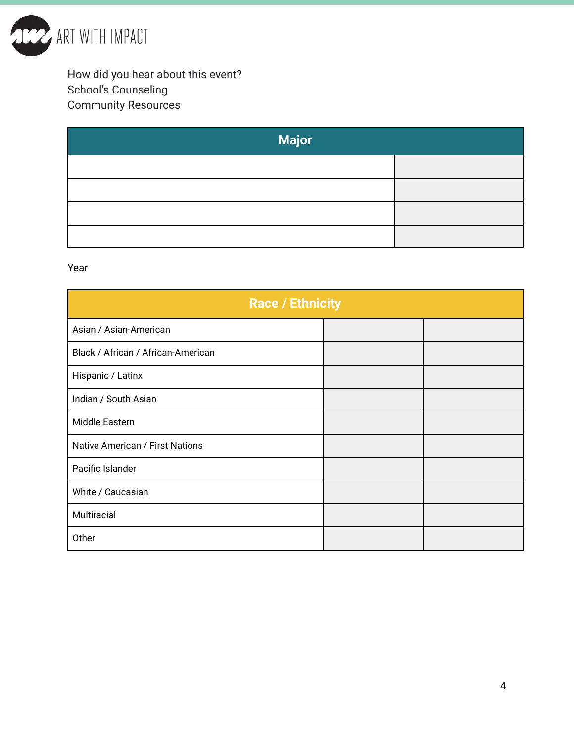How did you hear about this event?
School's Counseling
Community Resources

| Major | |
|---|---|
| | |
| | |
| | |
| | |

Year

| Race / Ethnicity | | |
|---|---|---|
| Asian / Asian-American | | |
| Black / African / African-American | | |
| Hispanic / Latinx | | |
| Indian / South Asian | | |
| Middle Eastern | | |
| Native American / First Nations | | |
| Pacific Islander | | |
| White / Caucasian | | |
| Multiracial | | |
| Other | | |